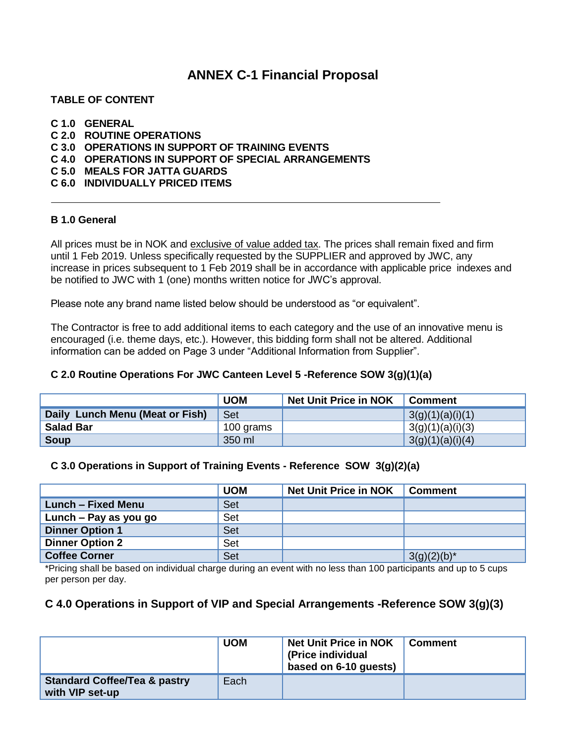# ANNEX C-1 Financial Proposal

**TABLE OF CONTENT**

**C 1.0 GENERAL**
**C 2.0 ROUTINE OPERATIONS**
**C 3.0 OPERATIONS IN SUPPORT OF TRAINING EVENTS**
**C 4.0 OPERATIONS IN SUPPORT OF SPECIAL ARRANGEMENTS**
**C 5.0 MEALS FOR JATTA GUARDS**
**C 6.0 INDIVIDUALLY PRICED ITEMS**

---

### B 1.0 General

All prices must be in NOK and exclusive of value added tax. The prices shall remain fixed and firm until 1 Feb 2019. Unless specifically requested by the SUPPLIER and approved by JWC, any increase in prices subsequent to 1 Feb 2019 shall be in accordance with applicable price indexes and be notified to JWC with 1 (one) months written notice for JWC's approval.

Please note any brand name listed below should be understood as "or equivalent".

The Contractor is free to add additional items to each category and the use of an innovative menu is encouraged (i.e. theme days, etc.). However, this bidding form shall not be altered. Additional information can be added on Page 3 under "Additional Information from Supplier".

### C 2.0 Routine Operations For JWC Canteen Level 5 -Reference SOW 3(g)(1)(a)

| | UOM | Net Unit Price in NOK | Comment |
|---|---|---|---|
| **Daily Lunch Menu (Meat or Fish)** | Set | | 3(g)(1)(a)(i)(1) |
| **Salad Bar** | 100 grams | | 3(g)(1)(a)(i)(3) |
| **Soup** | 350 ml | | 3(g)(1)(a)(i)(4) |

### C 3.0 Operations in Support of Training Events - Reference SOW 3(g)(2)(a)

| | UOM | Net Unit Price in NOK | Comment |
|---|---|---|---|
| **Lunch – Fixed Menu** | Set | | |
| **Lunch – Pay as you go** | Set | | |
| **Dinner Option 1** | Set | | |
| **Dinner Option 2** | Set | | |
| **Coffee Corner** | Set | | 3(g)(2)(b)* |

*Pricing shall be based on individual charge during an event with no less than 100 participants and up to 5 cups per person per day.

### C 4.0 Operations in Support of VIP and Special Arrangements -Reference SOW 3(g)(3)

| | UOM | Net Unit Price in NOK (Price individual based on 6-10 guests) | Comment |
|---|---|---|---|
| **Standard Coffee/Tea & pastry with VIP set-up** | Each | | |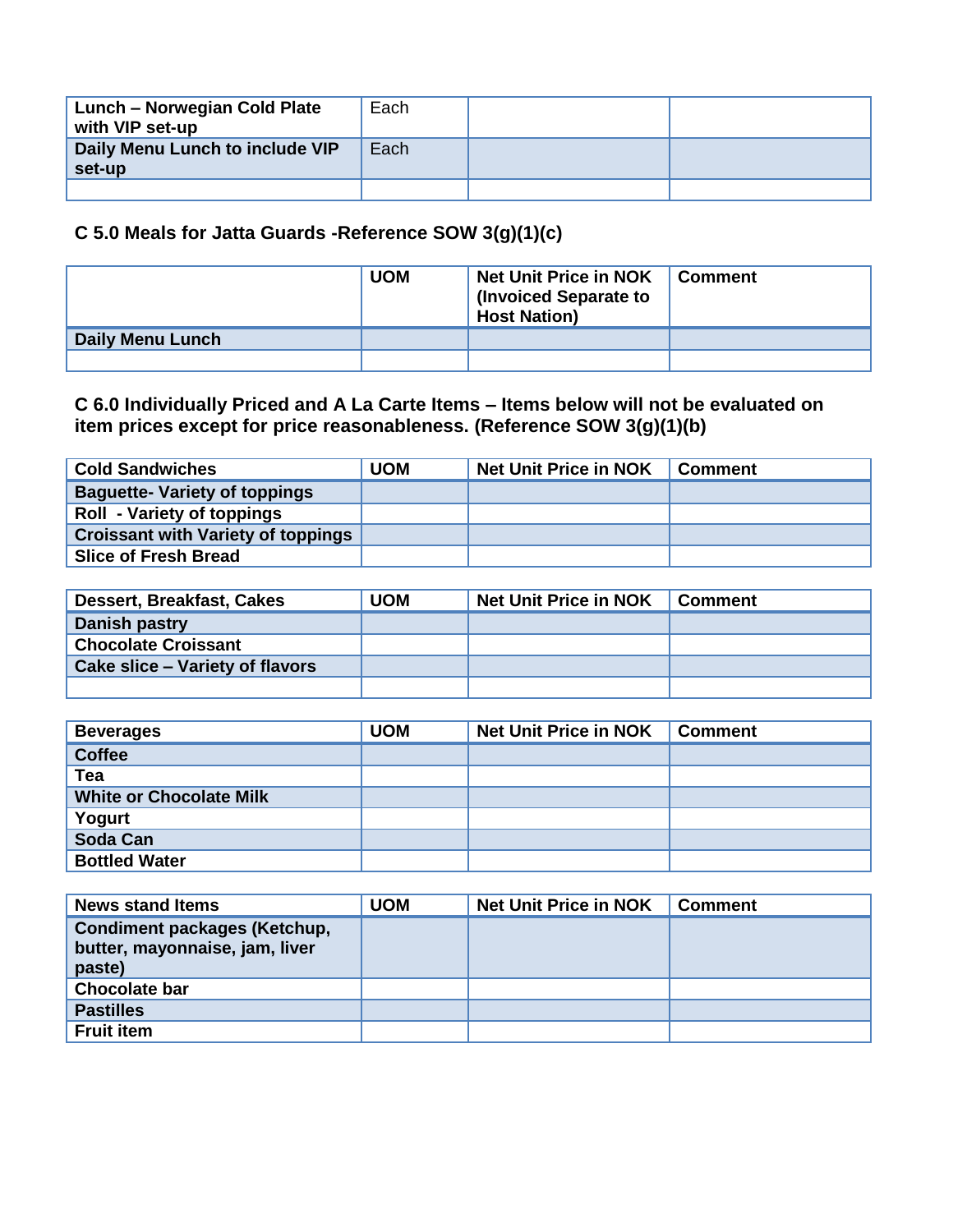| Lunch – Norwegian Cold Plate with VIP set-up | Each | | |
|---|---|---|---|
| Daily Menu Lunch to include VIP set-up | Each | | |
| | | | |

### C 5.0 Meals for Jatta Guards -Reference SOW 3(g)(1)(c)

| | UOM | Net Unit Price in NOK (Invoiced Separate to Host Nation) | Comment |
|---|---|---|---|
| Daily Menu Lunch | | | |
| | | | |

### C 6.0 Individually Priced and A La Carte Items – Items below will not be evaluated on item prices except for price reasonableness. (Reference SOW 3(g)(1)(b)

| Cold Sandwiches | UOM | Net Unit Price in NOK | Comment |
|---|---|---|---|
| Baguette- Variety of toppings | | | |
| Roll - Variety of toppings | | | |
| Croissant with Variety of toppings | | | |
| Slice of Fresh Bread | | | |

| Dessert, Breakfast, Cakes | UOM | Net Unit Price in NOK | Comment |
|---|---|---|---|
| Danish pastry | | | |
| Chocolate Croissant | | | |
| Cake slice – Variety of flavors | | | |
| | | | |

| Beverages | UOM | Net Unit Price in NOK | Comment |
|---|---|---|---|
| Coffee | | | |
| Tea | | | |
| White or Chocolate Milk | | | |
| Yogurt | | | |
| Soda Can | | | |
| Bottled Water | | | |

| News stand Items | UOM | Net Unit Price in NOK | Comment |
|---|---|---|---|
| Condiment packages (Ketchup, butter, mayonnaise, jam, liver paste) | | | |
| Chocolate bar | | | |
| Pastilles | | | |
| Fruit item | | | |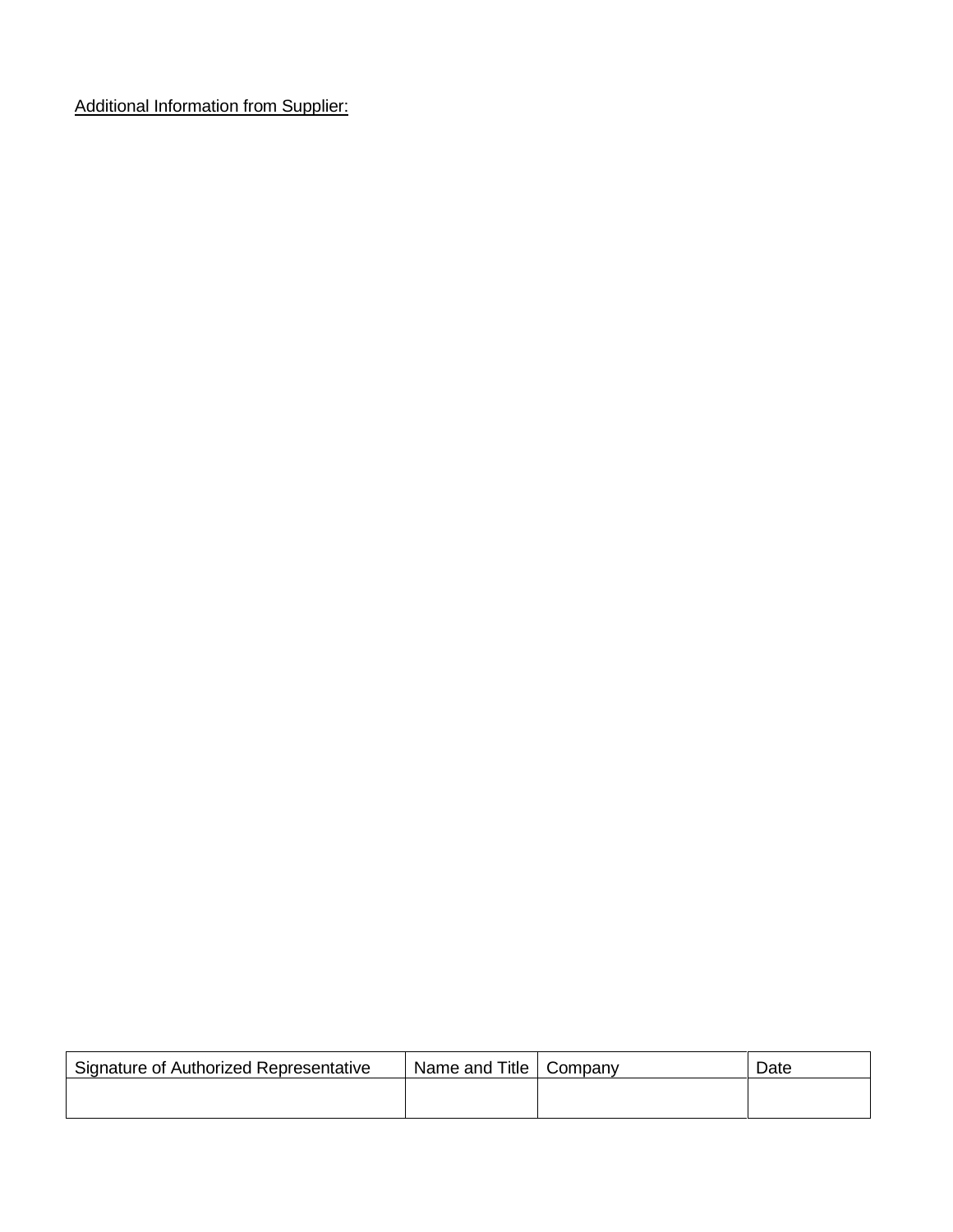<u>Additional Information from Supplier:</u>

| Signature of Authorized Representative | Name and Title | Company | Date |
| --- | --- | --- | --- |
| | | | |